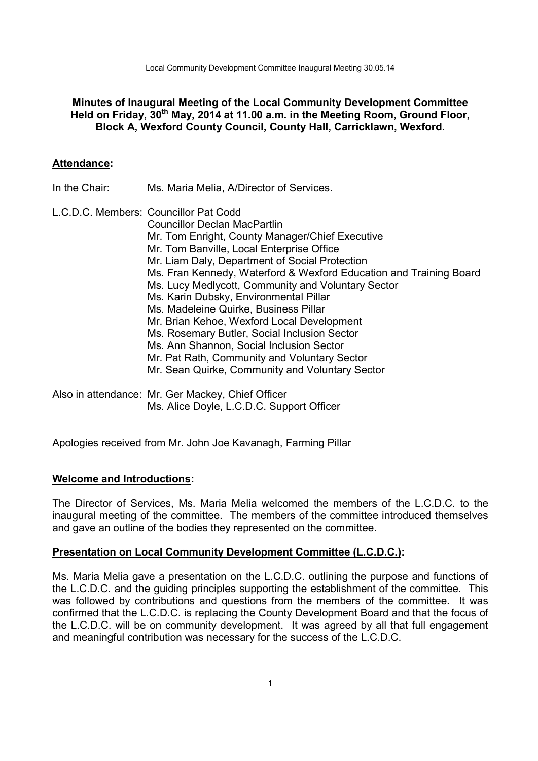**Minutes of Inaugural Meeting of the Local Community Development Committee Held on Friday, 30th May, 2014 at 11.00 a.m. in the Meeting Room, Ground Floor, Block A, Wexford County Council, County Hall, Carricklawn, Wexford.**

## Attendance:

In the Chair: Ms. Maria Melia, A/Director of Services.

L.C.D.C. Members:
- Councillor Pat Codd
- Councillor Declan MacPartlin
- Mr. Tom Enright, County Manager/Chief Executive
- Mr. Tom Banville, Local Enterprise Office
- Mr. Liam Daly, Department of Social Protection
- Ms. Fran Kennedy, Waterford & Wexford Education and Training Board
- Ms. Lucy Medlycott, Community and Voluntary Sector
- Ms. Karin Dubsky, Environmental Pillar
- Ms. Madeleine Quirke, Business Pillar
- Mr. Brian Kehoe, Wexford Local Development
- Ms. Rosemary Butler, Social Inclusion Sector
- Ms. Ann Shannon, Social Inclusion Sector
- Mr. Pat Rath, Community and Voluntary Sector
- Mr. Sean Quirke, Community and Voluntary Sector

Also in attendance:
- Mr. Ger Mackey, Chief Officer
- Ms. Alice Doyle, L.C.D.C. Support Officer

Apologies received from Mr. John Joe Kavanagh, Farming Pillar

## Welcome and Introductions:

The Director of Services, Ms. Maria Melia welcomed the members of the L.C.D.C. to the inaugural meeting of the committee. The members of the committee introduced themselves and gave an outline of the bodies they represented on the committee.

## Presentation on Local Community Development Committee (L.C.D.C.):

Ms. Maria Melia gave a presentation on the L.C.D.C. outlining the purpose and functions of the L.C.D.C. and the guiding principles supporting the establishment of the committee. This was followed by contributions and questions from the members of the committee. It was confirmed that the L.C.D.C. is replacing the County Development Board and that the focus of the L.C.D.C. will be on community development. It was agreed by all that full engagement and meaningful contribution was necessary for the success of the L.C.D.C.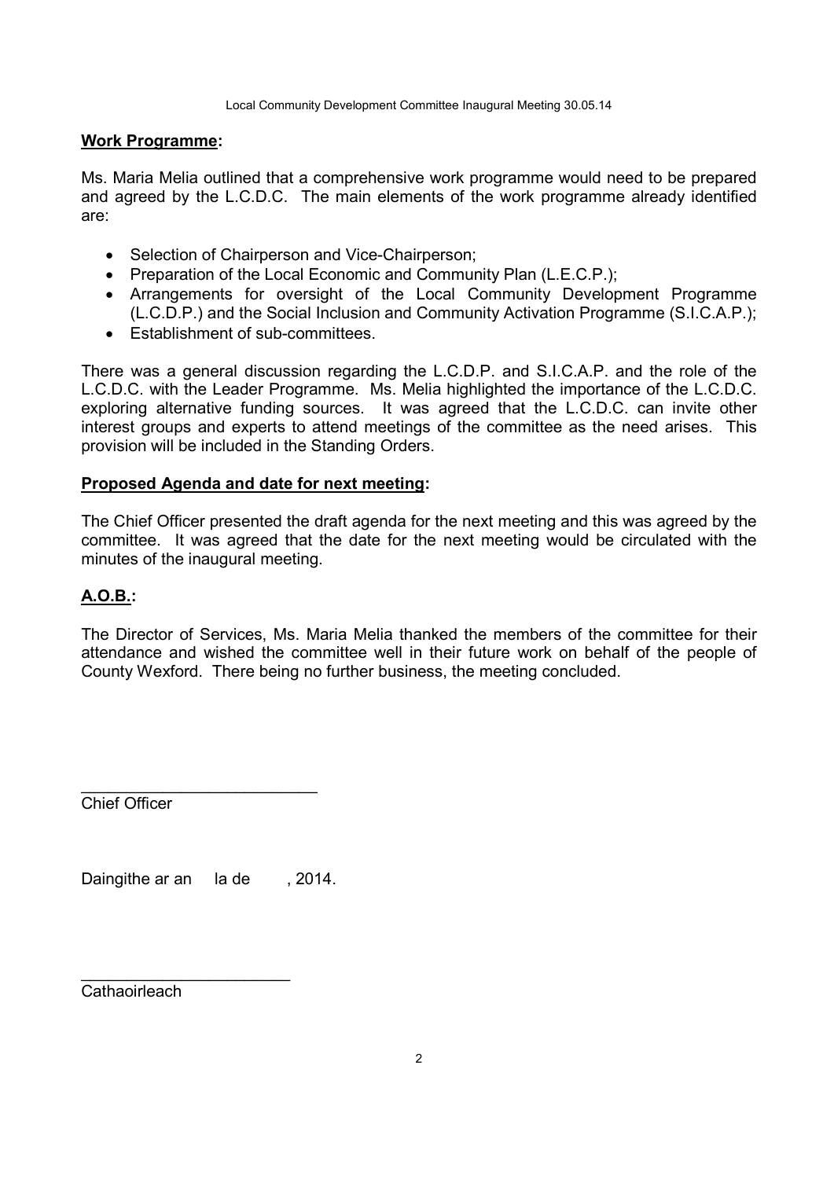**Work Programme:**

Ms. Maria Melia outlined that a comprehensive work programme would need to be prepared and agreed by the L.C.D.C. The main elements of the work programme already identified are:

- Selection of Chairperson and Vice-Chairperson;
- Preparation of the Local Economic and Community Plan (L.E.C.P.);
- Arrangements for oversight of the Local Community Development Programme (L.C.D.P.) and the Social Inclusion and Community Activation Programme (S.I.C.A.P.);
- Establishment of sub-committees.

There was a general discussion regarding the L.C.D.P. and S.I.C.A.P. and the role of the L.C.D.C. with the Leader Programme. Ms. Melia highlighted the importance of the L.C.D.C. exploring alternative funding sources. It was agreed that the L.C.D.C. can invite other interest groups and experts to attend meetings of the committee as the need arises. This provision will be included in the Standing Orders.

**Proposed Agenda and date for next meeting:**

The Chief Officer presented the draft agenda for the next meeting and this was agreed by the committee. It was agreed that the date for the next meeting would be circulated with the minutes of the inaugural meeting.

**A.O.B.:**

The Director of Services, Ms. Maria Melia thanked the members of the committee for their attendance and wished the committee well in their future work on behalf of the people of County Wexford. There being no further business, the meeting concluded.

\_\_\_\_\_\_\_\_\_\_\_\_\_\_\_\_\_\_\_\_\_\_\_\_\_\_

Chief Officer

Daingithe ar an la de , 2014.

\_\_\_\_\_\_\_\_\_\_\_\_\_\_\_\_\_\_\_\_\_\_\_\_

Cathaoirleach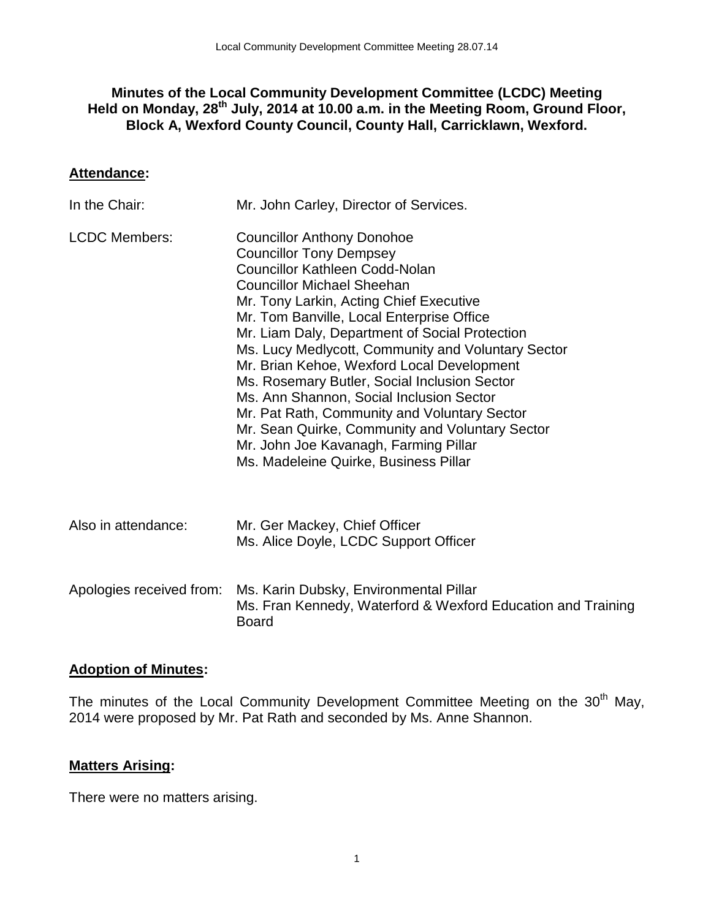**Minutes of the Local Community Development Committee (LCDC) Meeting Held on Monday, 28th July, 2014 at 10.00 a.m. in the Meeting Room, Ground Floor, Block A, Wexford County Council, County Hall, Carricklawn, Wexford.**

## Attendance:

In the Chair: Mr. John Carley, Director of Services.

LCDC Members:
Councillor Anthony Donohoe
Councillor Tony Dempsey
Councillor Kathleen Codd-Nolan
Councillor Michael Sheehan
Mr. Tony Larkin, Acting Chief Executive
Mr. Tom Banville, Local Enterprise Office
Mr. Liam Daly, Department of Social Protection
Ms. Lucy Medlycott, Community and Voluntary Sector
Mr. Brian Kehoe, Wexford Local Development
Ms. Rosemary Butler, Social Inclusion Sector
Ms. Ann Shannon, Social Inclusion Sector
Mr. Pat Rath, Community and Voluntary Sector
Mr. Sean Quirke, Community and Voluntary Sector
Mr. John Joe Kavanagh, Farming Pillar
Ms. Madeleine Quirke, Business Pillar

Also in attendance:
Mr. Ger Mackey, Chief Officer
Ms. Alice Doyle, LCDC Support Officer

Apologies received from:
Ms. Karin Dubsky, Environmental Pillar
Ms. Fran Kennedy, Waterford & Wexford Education and Training Board

## Adoption of Minutes:

The minutes of the Local Community Development Committee Meeting on the 30th May, 2014 were proposed by Mr. Pat Rath and seconded by Ms. Anne Shannon.

## Matters Arising:

There were no matters arising.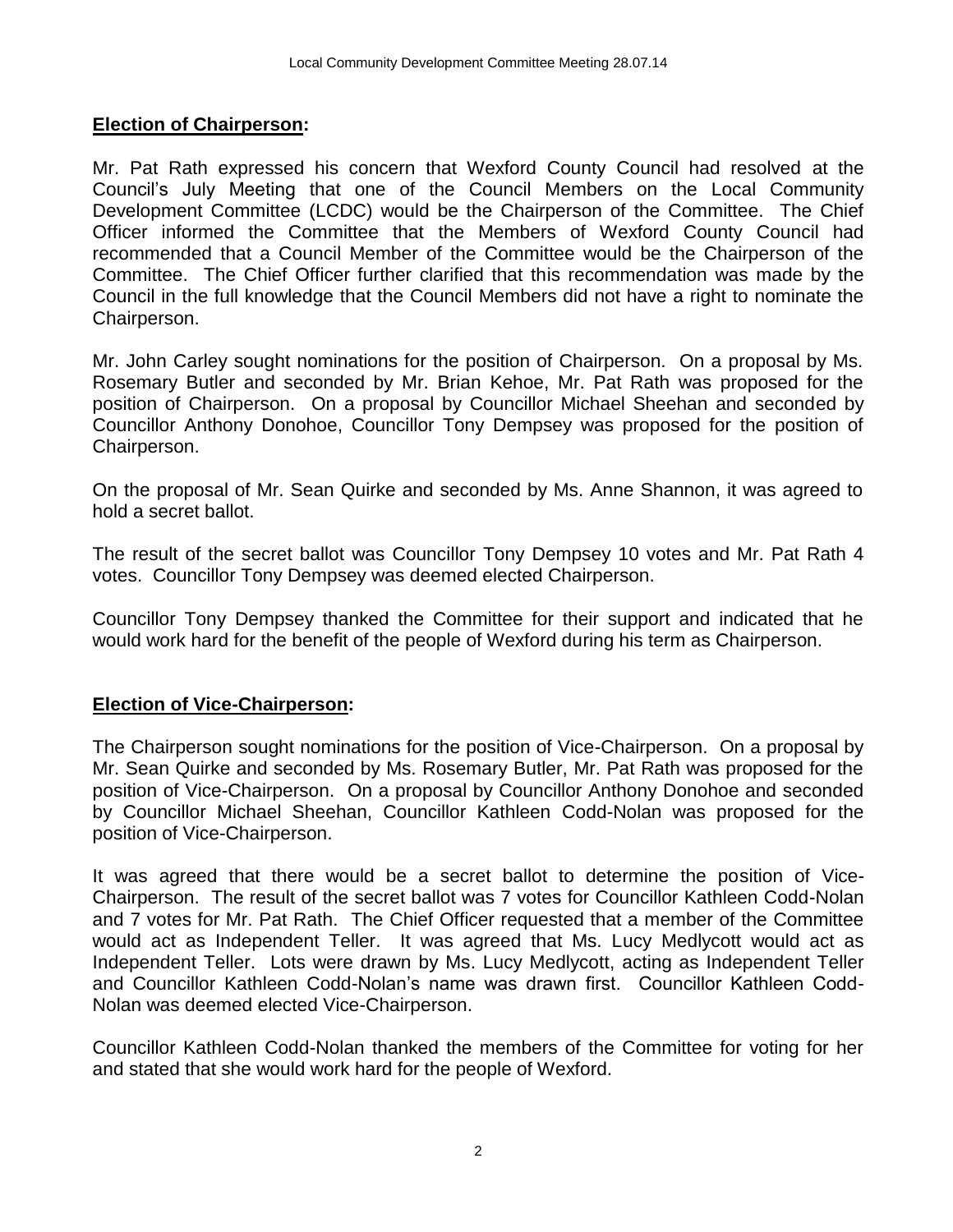**Election of Chairperson:**

Mr. Pat Rath expressed his concern that Wexford County Council had resolved at the Council's July Meeting that one of the Council Members on the Local Community Development Committee (LCDC) would be the Chairperson of the Committee. The Chief Officer informed the Committee that the Members of Wexford County Council had recommended that a Council Member of the Committee would be the Chairperson of the Committee. The Chief Officer further clarified that this recommendation was made by the Council in the full knowledge that the Council Members did not have a right to nominate the Chairperson.

Mr. John Carley sought nominations for the position of Chairperson. On a proposal by Ms. Rosemary Butler and seconded by Mr. Brian Kehoe, Mr. Pat Rath was proposed for the position of Chairperson. On a proposal by Councillor Michael Sheehan and seconded by Councillor Anthony Donohoe, Councillor Tony Dempsey was proposed for the position of Chairperson.

On the proposal of Mr. Sean Quirke and seconded by Ms. Anne Shannon, it was agreed to hold a secret ballot.

The result of the secret ballot was Councillor Tony Dempsey 10 votes and Mr. Pat Rath 4 votes. Councillor Tony Dempsey was deemed elected Chairperson.

Councillor Tony Dempsey thanked the Committee for their support and indicated that he would work hard for the benefit of the people of Wexford during his term as Chairperson.

**Election of Vice-Chairperson:**

The Chairperson sought nominations for the position of Vice-Chairperson. On a proposal by Mr. Sean Quirke and seconded by Ms. Rosemary Butler, Mr. Pat Rath was proposed for the position of Vice-Chairperson. On a proposal by Councillor Anthony Donohoe and seconded by Councillor Michael Sheehan, Councillor Kathleen Codd-Nolan was proposed for the position of Vice-Chairperson.

It was agreed that there would be a secret ballot to determine the position of Vice-Chairperson. The result of the secret ballot was 7 votes for Councillor Kathleen Codd-Nolan and 7 votes for Mr. Pat Rath. The Chief Officer requested that a member of the Committee would act as Independent Teller. It was agreed that Ms. Lucy Medlycott would act as Independent Teller. Lots were drawn by Ms. Lucy Medlycott, acting as Independent Teller and Councillor Kathleen Codd-Nolan's name was drawn first. Councillor Kathleen Codd-Nolan was deemed elected Vice-Chairperson.

Councillor Kathleen Codd-Nolan thanked the members of the Committee for voting for her and stated that she would work hard for the people of Wexford.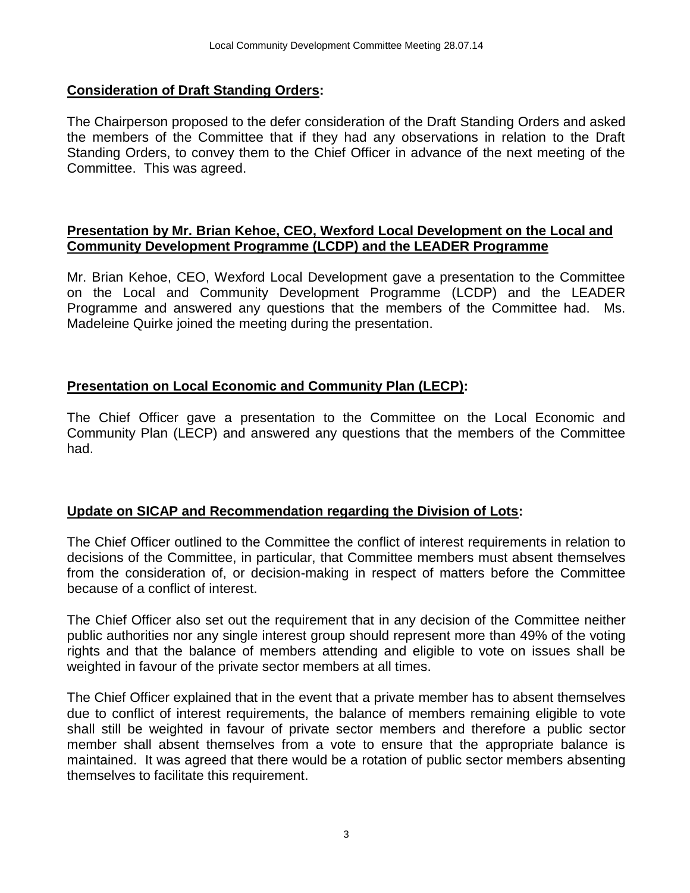**Consideration of Draft Standing Orders:**

The Chairperson proposed to the defer consideration of the Draft Standing Orders and asked the members of the Committee that if they had any observations in relation to the Draft Standing Orders, to convey them to the Chief Officer in advance of the next meeting of the Committee. This was agreed.

**Presentation by Mr. Brian Kehoe, CEO, Wexford Local Development on the Local and Community Development Programme (LCDP) and the LEADER Programme**

Mr. Brian Kehoe, CEO, Wexford Local Development gave a presentation to the Committee on the Local and Community Development Programme (LCDP) and the LEADER Programme and answered any questions that the members of the Committee had. Ms. Madeleine Quirke joined the meeting during the presentation.

**Presentation on Local Economic and Community Plan (LECP):**

The Chief Officer gave a presentation to the Committee on the Local Economic and Community Plan (LECP) and answered any questions that the members of the Committee had.

**Update on SICAP and Recommendation regarding the Division of Lots:**

The Chief Officer outlined to the Committee the conflict of interest requirements in relation to decisions of the Committee, in particular, that Committee members must absent themselves from the consideration of, or decision-making in respect of matters before the Committee because of a conflict of interest.

The Chief Officer also set out the requirement that in any decision of the Committee neither public authorities nor any single interest group should represent more than 49% of the voting rights and that the balance of members attending and eligible to vote on issues shall be weighted in favour of the private sector members at all times.

The Chief Officer explained that in the event that a private member has to absent themselves due to conflict of interest requirements, the balance of members remaining eligible to vote shall still be weighted in favour of private sector members and therefore a public sector member shall absent themselves from a vote to ensure that the appropriate balance is maintained. It was agreed that there would be a rotation of public sector members absenting themselves to facilitate this requirement.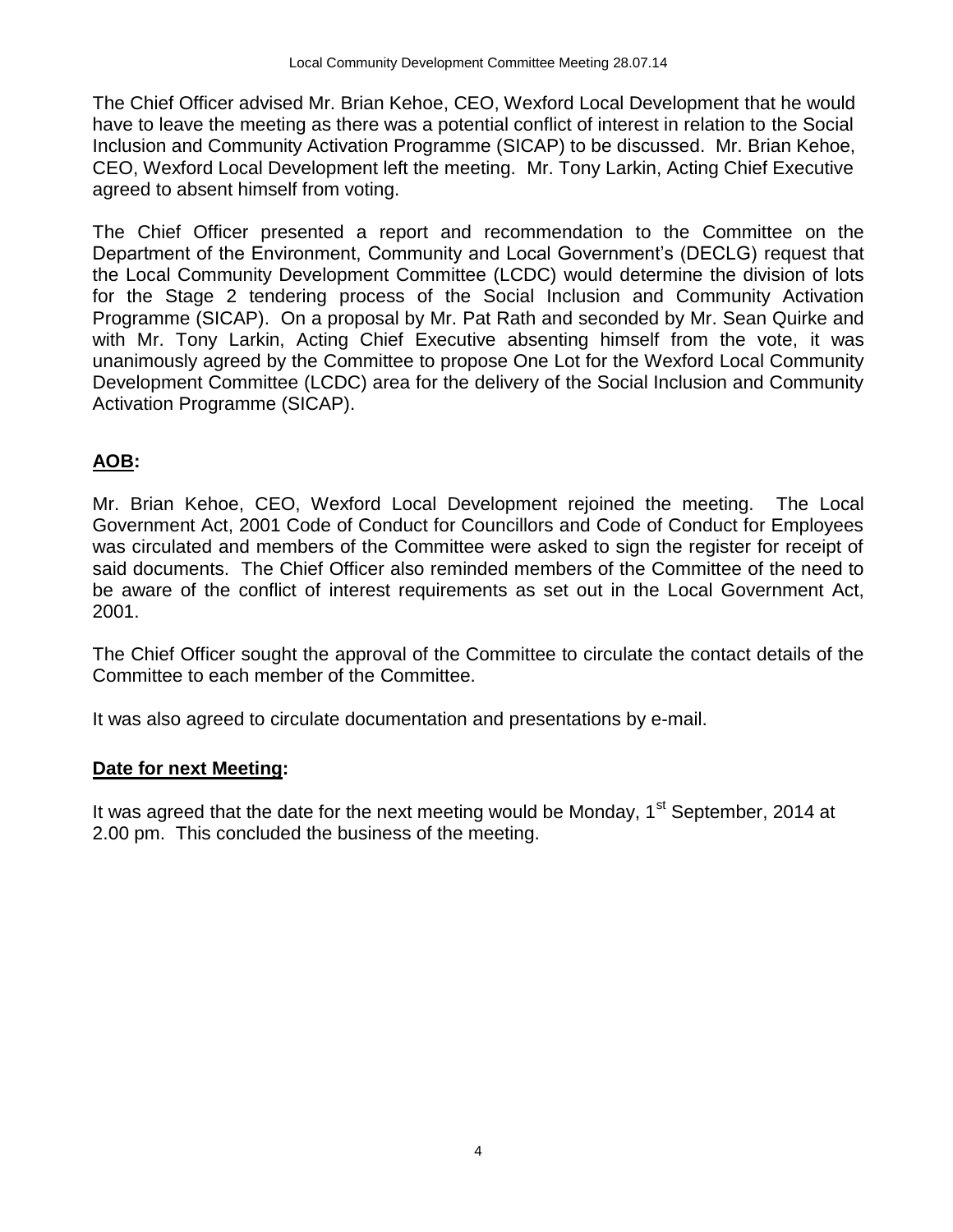The Chief Officer advised Mr. Brian Kehoe, CEO, Wexford Local Development that he would have to leave the meeting as there was a potential conflict of interest in relation to the Social Inclusion and Community Activation Programme (SICAP) to be discussed. Mr. Brian Kehoe, CEO, Wexford Local Development left the meeting. Mr. Tony Larkin, Acting Chief Executive agreed to absent himself from voting.

The Chief Officer presented a report and recommendation to the Committee on the Department of the Environment, Community and Local Government's (DECLG) request that the Local Community Development Committee (LCDC) would determine the division of lots for the Stage 2 tendering process of the Social Inclusion and Community Activation Programme (SICAP). On a proposal by Mr. Pat Rath and seconded by Mr. Sean Quirke and with Mr. Tony Larkin, Acting Chief Executive absenting himself from the vote, it was unanimously agreed by the Committee to propose One Lot for the Wexford Local Community Development Committee (LCDC) area for the delivery of the Social Inclusion and Community Activation Programme (SICAP).

## **AOB:**

Mr. Brian Kehoe, CEO, Wexford Local Development rejoined the meeting. The Local Government Act, 2001 Code of Conduct for Councillors and Code of Conduct for Employees was circulated and members of the Committee were asked to sign the register for receipt of said documents. The Chief Officer also reminded members of the Committee of the need to be aware of the conflict of interest requirements as set out in the Local Government Act, 2001.

The Chief Officer sought the approval of the Committee to circulate the contact details of the Committee to each member of the Committee.

It was also agreed to circulate documentation and presentations by e-mail.

## **Date for next Meeting:**

It was agreed that the date for the next meeting would be Monday, 1st September, 2014 at 2.00 pm. This concluded the business of the meeting.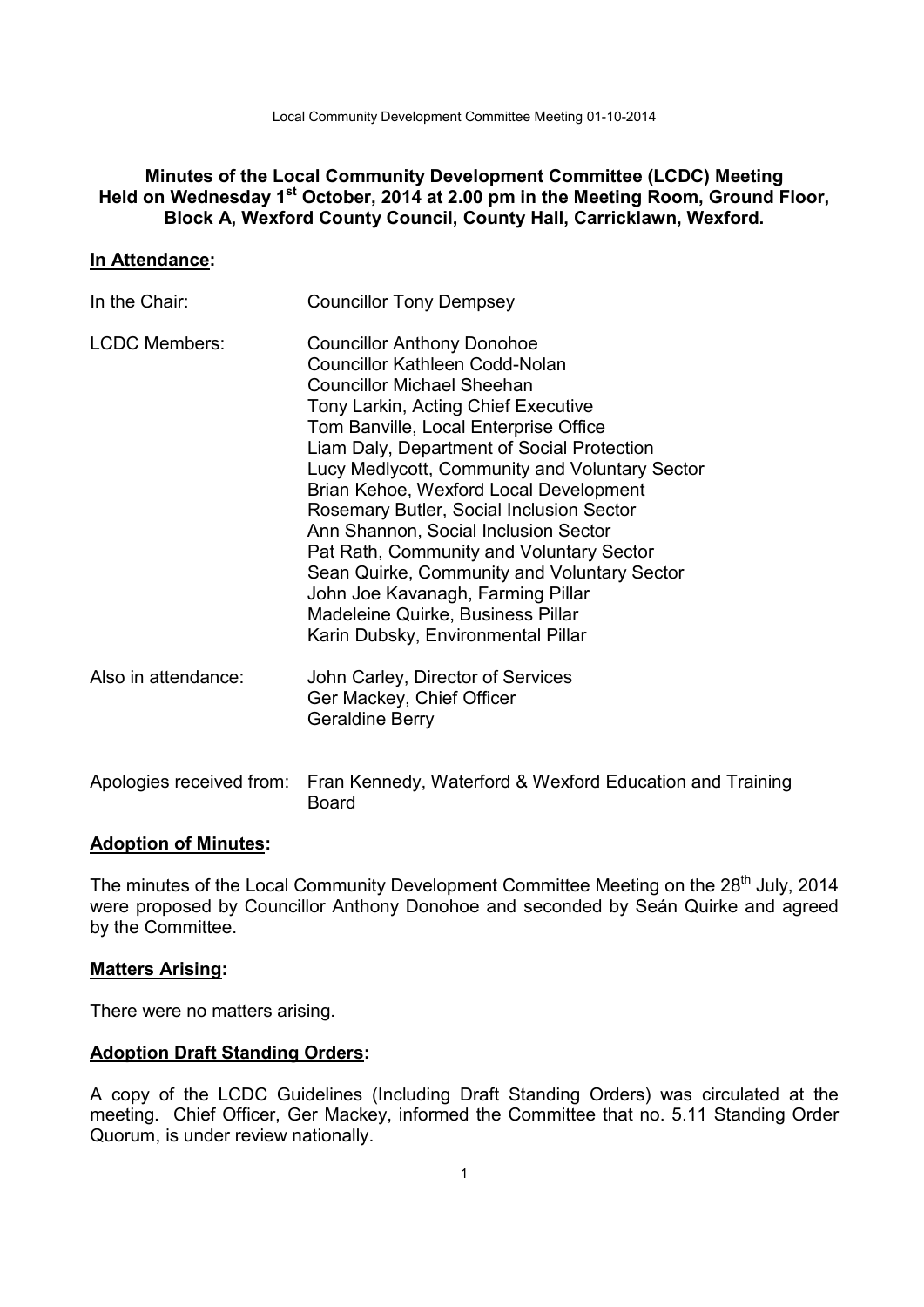**Minutes of the Local Community Development Committee (LCDC) Meeting Held on Wednesday 1st October, 2014 at 2.00 pm in the Meeting Room, Ground Floor, Block A, Wexford County Council, County Hall, Carricklawn, Wexford.**

**In Attendance:**

| | |
|---|---|
| In the Chair: | Councillor Tony Dempsey |
| LCDC Members: | Councillor Anthony Donohoe<br>Councillor Kathleen Codd-Nolan<br>Councillor Michael Sheehan<br>Tony Larkin, Acting Chief Executive<br>Tom Banville, Local Enterprise Office<br>Liam Daly, Department of Social Protection<br>Lucy Medlycott, Community and Voluntary Sector<br>Brian Kehoe, Wexford Local Development<br>Rosemary Butler, Social Inclusion Sector<br>Ann Shannon, Social Inclusion Sector<br>Pat Rath, Community and Voluntary Sector<br>Sean Quirke, Community and Voluntary Sector<br>John Joe Kavanagh, Farming Pillar<br>Madeleine Quirke, Business Pillar<br>Karin Dubsky, Environmental Pillar |
| Also in attendance: | John Carley, Director of Services<br>Ger Mackey, Chief Officer<br>Geraldine Berry |
| Apologies received from: | Fran Kennedy, Waterford & Wexford Education and Training Board |

**Adoption of Minutes:**

The minutes of the Local Community Development Committee Meeting on the 28th July, 2014 were proposed by Councillor Anthony Donohoe and seconded by Seán Quirke and agreed by the Committee.

**Matters Arising:**

There were no matters arising.

**Adoption Draft Standing Orders:**

A copy of the LCDC Guidelines (Including Draft Standing Orders) was circulated at the meeting. Chief Officer, Ger Mackey, informed the Committee that no. 5.11 Standing Order Quorum, is under review nationally.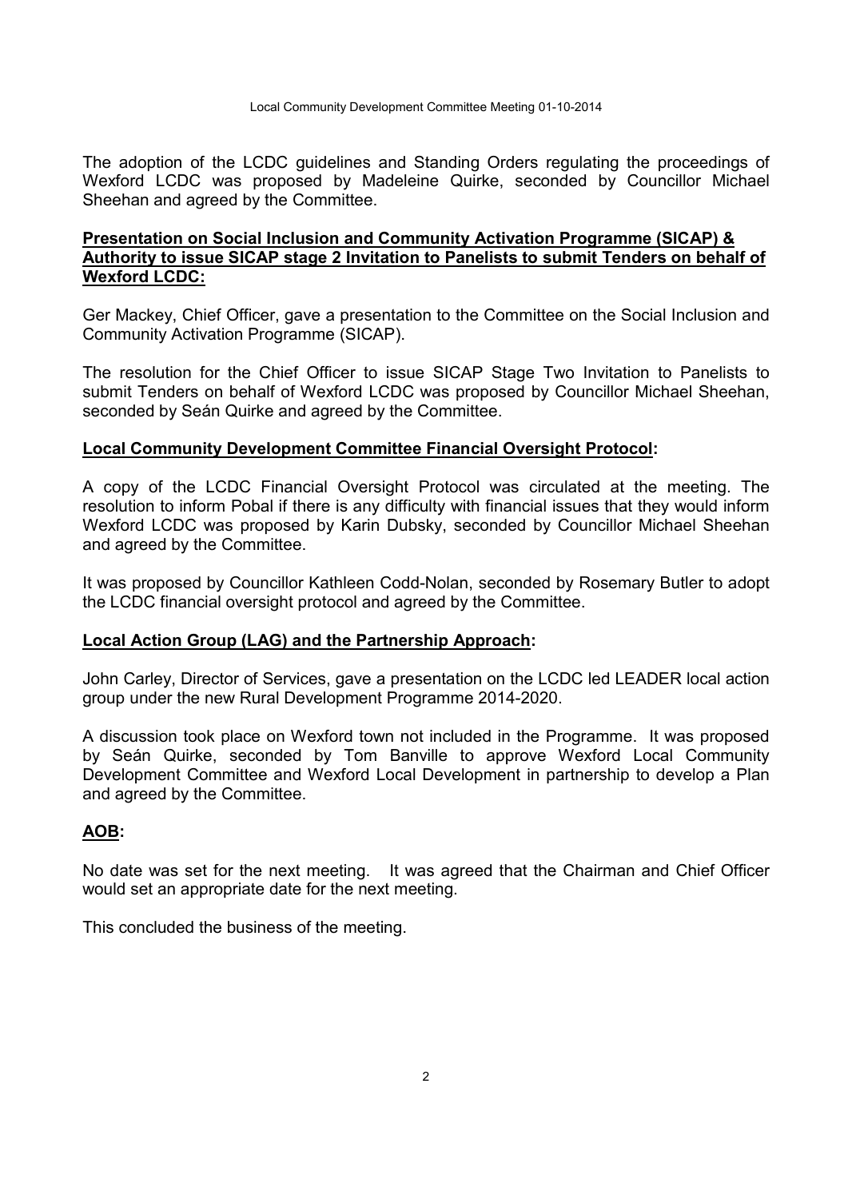The adoption of the LCDC guidelines and Standing Orders regulating the proceedings of Wexford LCDC was proposed by Madeleine Quirke, seconded by Councillor Michael Sheehan and agreed by the Committee.

**Presentation on Social Inclusion and Community Activation Programme (SICAP) & Authority to issue SICAP stage 2 Invitation to Panelists to submit Tenders on behalf of Wexford LCDC:**

Ger Mackey, Chief Officer, gave a presentation to the Committee on the Social Inclusion and Community Activation Programme (SICAP).

The resolution for the Chief Officer to issue SICAP Stage Two Invitation to Panelists to submit Tenders on behalf of Wexford LCDC was proposed by Councillor Michael Sheehan, seconded by Seán Quirke and agreed by the Committee.

**Local Community Development Committee Financial Oversight Protocol:**

A copy of the LCDC Financial Oversight Protocol was circulated at the meeting. The resolution to inform Pobal if there is any difficulty with financial issues that they would inform Wexford LCDC was proposed by Karin Dubsky, seconded by Councillor Michael Sheehan and agreed by the Committee.

It was proposed by Councillor Kathleen Codd-Nolan, seconded by Rosemary Butler to adopt the LCDC financial oversight protocol and agreed by the Committee.

**Local Action Group (LAG) and the Partnership Approach:**

John Carley, Director of Services, gave a presentation on the LCDC led LEADER local action group under the new Rural Development Programme 2014-2020.

A discussion took place on Wexford town not included in the Programme. It was proposed by Seán Quirke, seconded by Tom Banville to approve Wexford Local Community Development Committee and Wexford Local Development in partnership to develop a Plan and agreed by the Committee.

**AOB:**

No date was set for the next meeting. It was agreed that the Chairman and Chief Officer would set an appropriate date for the next meeting.

This concluded the business of the meeting.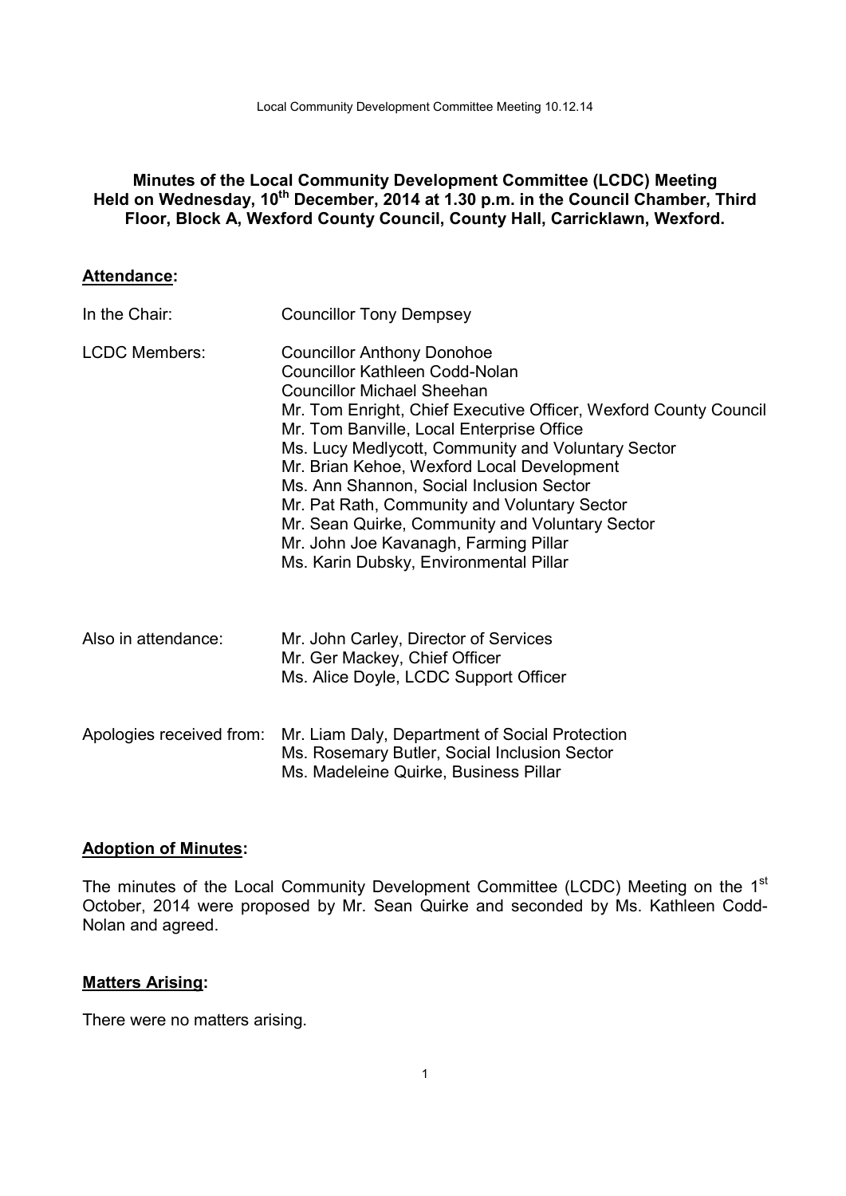**Minutes of the Local Community Development Committee (LCDC) Meeting Held on Wednesday, 10th December, 2014 at 1.30 p.m. in the Council Chamber, Third Floor, Block A, Wexford County Council, County Hall, Carricklawn, Wexford.**

## Attendance:

| | |
|---|---|
| In the Chair: | Councillor Tony Dempsey |
| LCDC Members: | Councillor Anthony Donohoe<br>Councillor Kathleen Codd-Nolan<br>Councillor Michael Sheehan<br>Mr. Tom Enright, Chief Executive Officer, Wexford County Council<br>Mr. Tom Banville, Local Enterprise Office<br>Ms. Lucy Medlycott, Community and Voluntary Sector<br>Mr. Brian Kehoe, Wexford Local Development<br>Ms. Ann Shannon, Social Inclusion Sector<br>Mr. Pat Rath, Community and Voluntary Sector<br>Mr. Sean Quirke, Community and Voluntary Sector<br>Mr. John Joe Kavanagh, Farming Pillar<br>Ms. Karin Dubsky, Environmental Pillar |
| Also in attendance: | Mr. John Carley, Director of Services<br>Mr. Ger Mackey, Chief Officer<br>Ms. Alice Doyle, LCDC Support Officer |
| Apologies received from: | Mr. Liam Daly, Department of Social Protection<br>Ms. Rosemary Butler, Social Inclusion Sector<br>Ms. Madeleine Quirke, Business Pillar |

## Adoption of Minutes:

The minutes of the Local Community Development Committee (LCDC) Meeting on the 1st October, 2014 were proposed by Mr. Sean Quirke and seconded by Ms. Kathleen Codd-Nolan and agreed.

## Matters Arising:

There were no matters arising.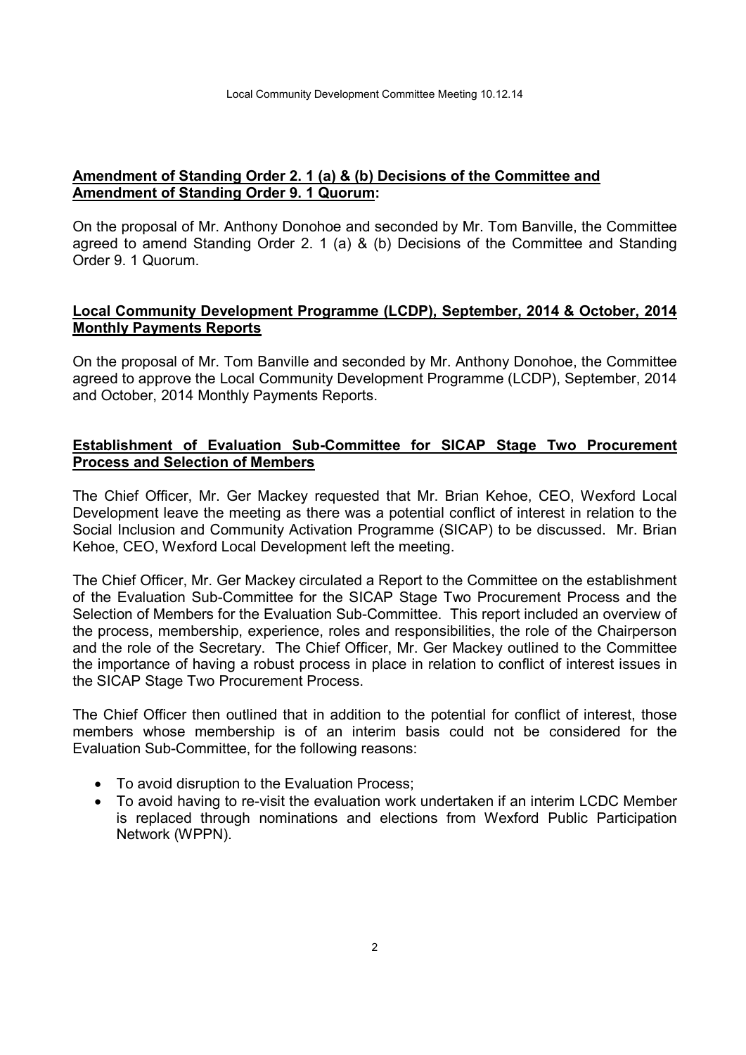**Amendment of Standing Order 2. 1 (a) & (b) Decisions of the Committee and Amendment of Standing Order 9. 1 Quorum:**

On the proposal of Mr. Anthony Donohoe and seconded by Mr. Tom Banville, the Committee agreed to amend Standing Order 2. 1 (a) & (b) Decisions of the Committee and Standing Order 9. 1 Quorum.

**Local Community Development Programme (LCDP), September, 2014 & October, 2014 Monthly Payments Reports**

On the proposal of Mr. Tom Banville and seconded by Mr. Anthony Donohoe, the Committee agreed to approve the Local Community Development Programme (LCDP), September, 2014 and October, 2014 Monthly Payments Reports.

**Establishment of Evaluation Sub-Committee for SICAP Stage Two Procurement Process and Selection of Members**

The Chief Officer, Mr. Ger Mackey requested that Mr. Brian Kehoe, CEO, Wexford Local Development leave the meeting as there was a potential conflict of interest in relation to the Social Inclusion and Community Activation Programme (SICAP) to be discussed. Mr. Brian Kehoe, CEO, Wexford Local Development left the meeting.

The Chief Officer, Mr. Ger Mackey circulated a Report to the Committee on the establishment of the Evaluation Sub-Committee for the SICAP Stage Two Procurement Process and the Selection of Members for the Evaluation Sub-Committee. This report included an overview of the process, membership, experience, roles and responsibilities, the role of the Chairperson and the role of the Secretary. The Chief Officer, Mr. Ger Mackey outlined to the Committee the importance of having a robust process in place in relation to conflict of interest issues in the SICAP Stage Two Procurement Process.

The Chief Officer then outlined that in addition to the potential for conflict of interest, those members whose membership is of an interim basis could not be considered for the Evaluation Sub-Committee, for the following reasons:

- To avoid disruption to the Evaluation Process;
- To avoid having to re-visit the evaluation work undertaken if an interim LCDC Member is replaced through nominations and elections from Wexford Public Participation Network (WPPN).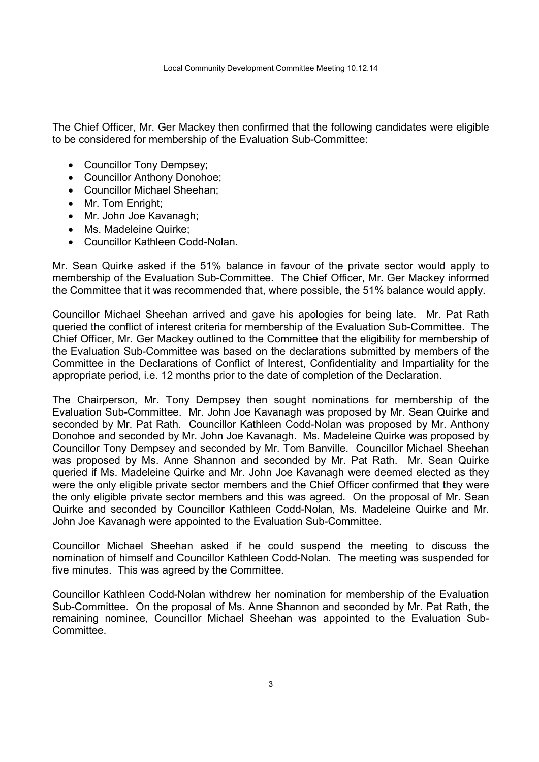The Chief Officer, Mr. Ger Mackey then confirmed that the following candidates were eligible to be considered for membership of the Evaluation Sub-Committee:

- Councillor Tony Dempsey;
- Councillor Anthony Donohoe;
- Councillor Michael Sheehan;
- Mr. Tom Enright;
- Mr. John Joe Kavanagh;
- Ms. Madeleine Quirke;
- Councillor Kathleen Codd-Nolan.

Mr. Sean Quirke asked if the 51% balance in favour of the private sector would apply to membership of the Evaluation Sub-Committee. The Chief Officer, Mr. Ger Mackey informed the Committee that it was recommended that, where possible, the 51% balance would apply.

Councillor Michael Sheehan arrived and gave his apologies for being late. Mr. Pat Rath queried the conflict of interest criteria for membership of the Evaluation Sub-Committee. The Chief Officer, Mr. Ger Mackey outlined to the Committee that the eligibility for membership of the Evaluation Sub-Committee was based on the declarations submitted by members of the Committee in the Declarations of Conflict of Interest, Confidentiality and Impartiality for the appropriate period, i.e. 12 months prior to the date of completion of the Declaration.

The Chairperson, Mr. Tony Dempsey then sought nominations for membership of the Evaluation Sub-Committee. Mr. John Joe Kavanagh was proposed by Mr. Sean Quirke and seconded by Mr. Pat Rath. Councillor Kathleen Codd-Nolan was proposed by Mr. Anthony Donohoe and seconded by Mr. John Joe Kavanagh. Ms. Madeleine Quirke was proposed by Councillor Tony Dempsey and seconded by Mr. Tom Banville. Councillor Michael Sheehan was proposed by Ms. Anne Shannon and seconded by Mr. Pat Rath. Mr. Sean Quirke queried if Ms. Madeleine Quirke and Mr. John Joe Kavanagh were deemed elected as they were the only eligible private sector members and the Chief Officer confirmed that they were the only eligible private sector members and this was agreed. On the proposal of Mr. Sean Quirke and seconded by Councillor Kathleen Codd-Nolan, Ms. Madeleine Quirke and Mr. John Joe Kavanagh were appointed to the Evaluation Sub-Committee.

Councillor Michael Sheehan asked if he could suspend the meeting to discuss the nomination of himself and Councillor Kathleen Codd-Nolan. The meeting was suspended for five minutes. This was agreed by the Committee.

Councillor Kathleen Codd-Nolan withdrew her nomination for membership of the Evaluation Sub-Committee. On the proposal of Ms. Anne Shannon and seconded by Mr. Pat Rath, the remaining nominee, Councillor Michael Sheehan was appointed to the Evaluation Sub-Committee.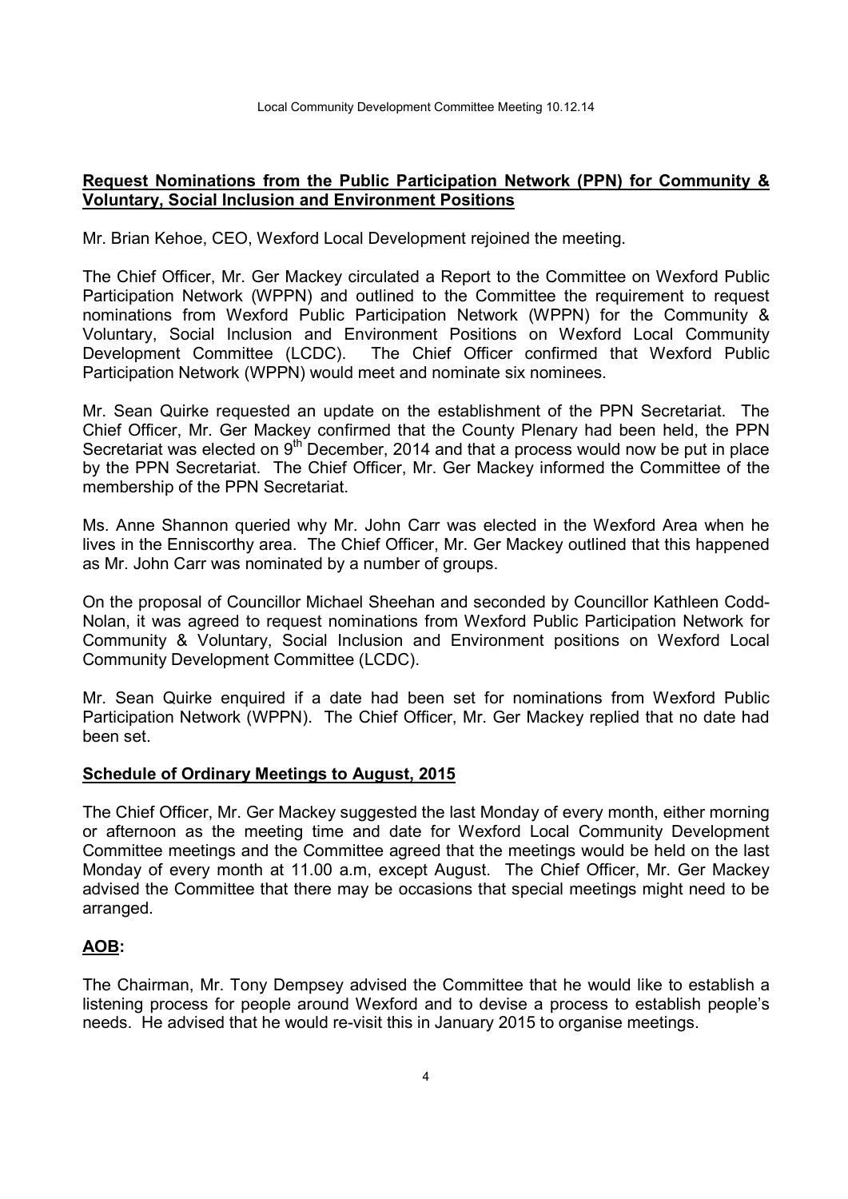**Request Nominations from the Public Participation Network (PPN) for Community & Voluntary, Social Inclusion and Environment Positions**

Mr. Brian Kehoe, CEO, Wexford Local Development rejoined the meeting.

The Chief Officer, Mr. Ger Mackey circulated a Report to the Committee on Wexford Public Participation Network (WPPN) and outlined to the Committee the requirement to request nominations from Wexford Public Participation Network (WPPN) for the Community & Voluntary, Social Inclusion and Environment Positions on Wexford Local Community Development Committee (LCDC). The Chief Officer confirmed that Wexford Public Participation Network (WPPN) would meet and nominate six nominees.

Mr. Sean Quirke requested an update on the establishment of the PPN Secretariat. The Chief Officer, Mr. Ger Mackey confirmed that the County Plenary had been held, the PPN Secretariat was elected on 9th December, 2014 and that a process would now be put in place by the PPN Secretariat. The Chief Officer, Mr. Ger Mackey informed the Committee of the membership of the PPN Secretariat.

Ms. Anne Shannon queried why Mr. John Carr was elected in the Wexford Area when he lives in the Enniscorthy area. The Chief Officer, Mr. Ger Mackey outlined that this happened as Mr. John Carr was nominated by a number of groups.

On the proposal of Councillor Michael Sheehan and seconded by Councillor Kathleen Codd-Nolan, it was agreed to request nominations from Wexford Public Participation Network for Community & Voluntary, Social Inclusion and Environment positions on Wexford Local Community Development Committee (LCDC).

Mr. Sean Quirke enquired if a date had been set for nominations from Wexford Public Participation Network (WPPN). The Chief Officer, Mr. Ger Mackey replied that no date had been set.

**Schedule of Ordinary Meetings to August, 2015**

The Chief Officer, Mr. Ger Mackey suggested the last Monday of every month, either morning or afternoon as the meeting time and date for Wexford Local Community Development Committee meetings and the Committee agreed that the meetings would be held on the last Monday of every month at 11.00 a.m, except August. The Chief Officer, Mr. Ger Mackey advised the Committee that there may be occasions that special meetings might need to be arranged.

**AOB:**

The Chairman, Mr. Tony Dempsey advised the Committee that he would like to establish a listening process for people around Wexford and to devise a process to establish people's needs. He advised that he would re-visit this in January 2015 to organise meetings.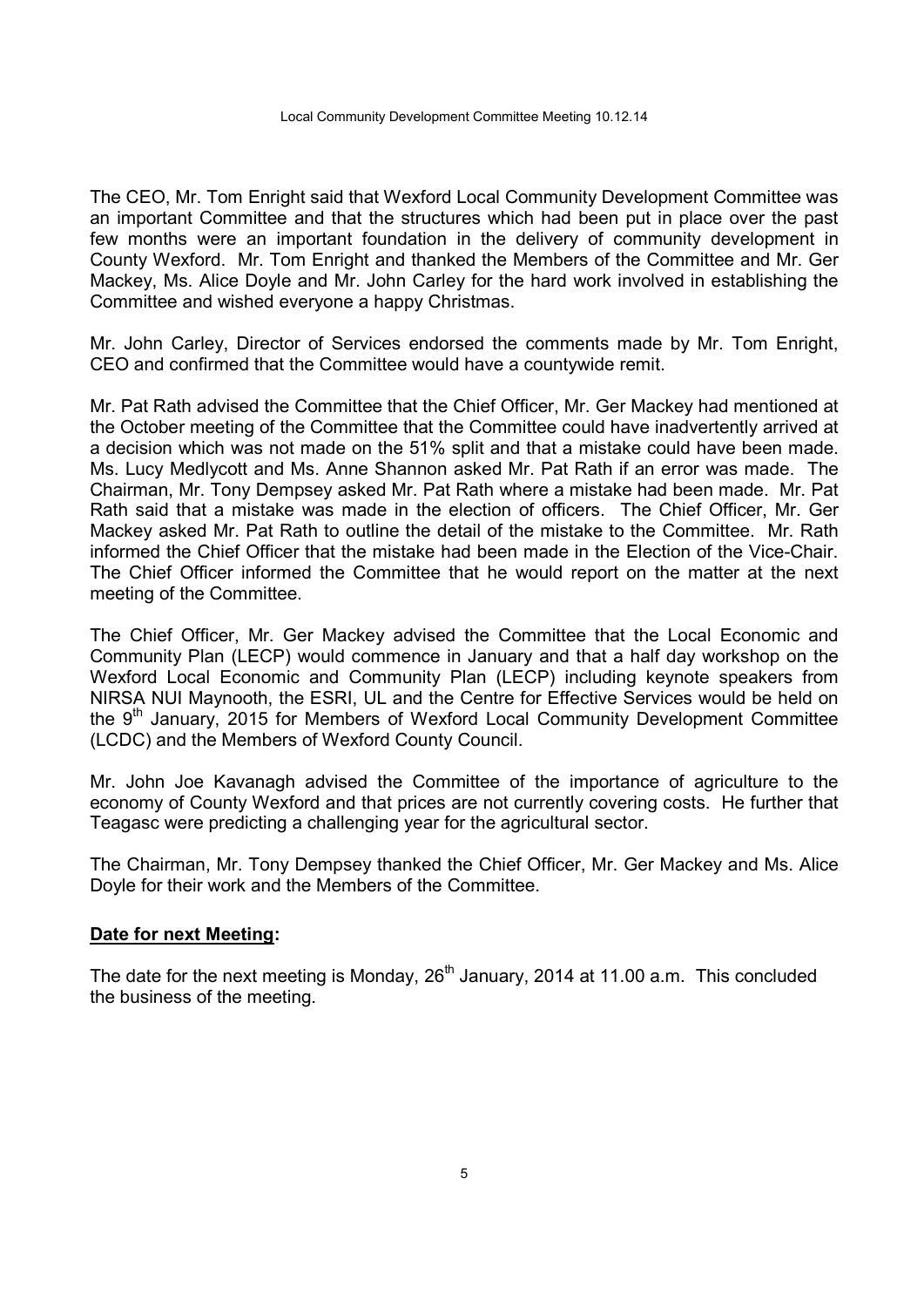The CEO, Mr. Tom Enright said that Wexford Local Community Development Committee was an important Committee and that the structures which had been put in place over the past few months were an important foundation in the delivery of community development in County Wexford. Mr. Tom Enright and thanked the Members of the Committee and Mr. Ger Mackey, Ms. Alice Doyle and Mr. John Carley for the hard work involved in establishing the Committee and wished everyone a happy Christmas.

Mr. John Carley, Director of Services endorsed the comments made by Mr. Tom Enright, CEO and confirmed that the Committee would have a countywide remit.

Mr. Pat Rath advised the Committee that the Chief Officer, Mr. Ger Mackey had mentioned at the October meeting of the Committee that the Committee could have inadvertently arrived at a decision which was not made on the 51% split and that a mistake could have been made. Ms. Lucy Medlycott and Ms. Anne Shannon asked Mr. Pat Rath if an error was made. The Chairman, Mr. Tony Dempsey asked Mr. Pat Rath where a mistake had been made. Mr. Pat Rath said that a mistake was made in the election of officers. The Chief Officer, Mr. Ger Mackey asked Mr. Pat Rath to outline the detail of the mistake to the Committee. Mr. Rath informed the Chief Officer that the mistake had been made in the Election of the Vice-Chair. The Chief Officer informed the Committee that he would report on the matter at the next meeting of the Committee.

The Chief Officer, Mr. Ger Mackey advised the Committee that the Local Economic and Community Plan (LECP) would commence in January and that a half day workshop on the Wexford Local Economic and Community Plan (LECP) including keynote speakers from NIRSA NUI Maynooth, the ESRI, UL and the Centre for Effective Services would be held on the 9th January, 2015 for Members of Wexford Local Community Development Committee (LCDC) and the Members of Wexford County Council.

Mr. John Joe Kavanagh advised the Committee of the importance of agriculture to the economy of County Wexford and that prices are not currently covering costs. He further that Teagasc were predicting a challenging year for the agricultural sector.

The Chairman, Mr. Tony Dempsey thanked the Chief Officer, Mr. Ger Mackey and Ms. Alice Doyle for their work and the Members of the Committee.

**Date for next Meeting:**

The date for the next meeting is Monday, 26th January, 2014 at 11.00 a.m. This concluded the business of the meeting.